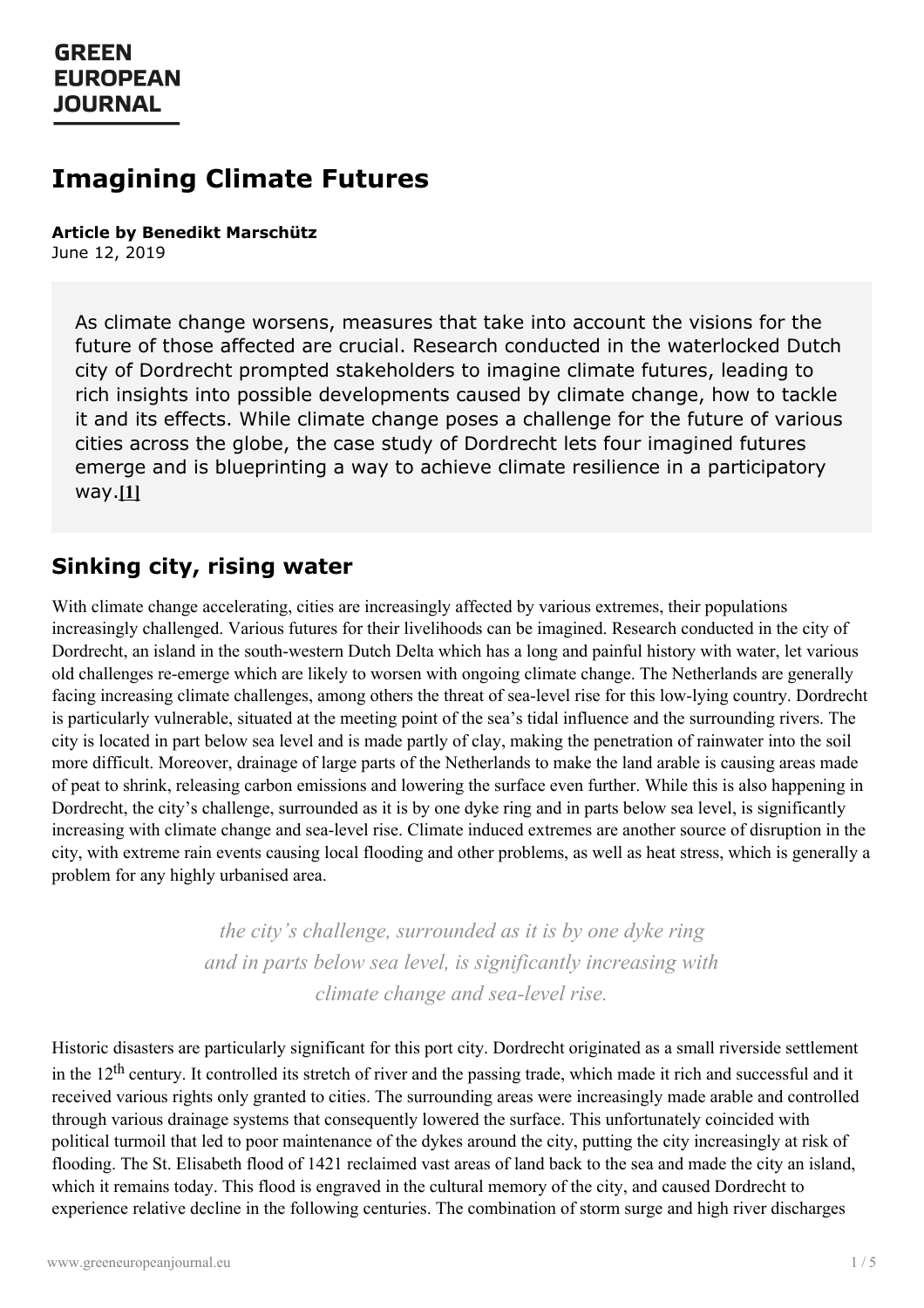GREEN EUROPEAN JOURNAL

# Imagining Climate Futures

**Article by Benedikt Marschütz**
June 12, 2019

As climate change worsens, measures that take into account the visions for the future of those affected are crucial. Research conducted in the waterlocked Dutch city of Dordrecht prompted stakeholders to imagine climate futures, leading to rich insights into possible developments caused by climate change, how to tackle it and its effects. While climate change poses a challenge for the future of various cities across the globe, the case study of Dordrecht lets four imagined futures emerge and is blueprinting a way to achieve climate resilience in a participatory way.[1]

## Sinking city, rising water

With climate change accelerating, cities are increasingly affected by various extremes, their populations increasingly challenged. Various futures for their livelihoods can be imagined. Research conducted in the city of Dordrecht, an island in the south-western Dutch Delta which has a long and painful history with water, let various old challenges re-emerge which are likely to worsen with ongoing climate change. The Netherlands are generally facing increasing climate challenges, among others the threat of sea-level rise for this low-lying country. Dordrecht is particularly vulnerable, situated at the meeting point of the sea's tidal influence and the surrounding rivers. The city is located in part below sea level and is made partly of clay, making the penetration of rainwater into the soil more difficult. Moreover, drainage of large parts of the Netherlands to make the land arable is causing areas made of peat to shrink, releasing carbon emissions and lowering the surface even further. While this is also happening in Dordrecht, the city's challenge, surrounded as it is by one dyke ring and in parts below sea level, is significantly increasing with climate change and sea-level rise. Climate induced extremes are another source of disruption in the city, with extreme rain events causing local flooding and other problems, as well as heat stress, which is generally a problem for any highly urbanised area.

> *the city's challenge, surrounded as it is by one dyke ring and in parts below sea level, is significantly increasing with climate change and sea-level rise.*

Historic disasters are particularly significant for this port city. Dordrecht originated as a small riverside settlement in the 12th century. It controlled its stretch of river and the passing trade, which made it rich and successful and it received various rights only granted to cities. The surrounding areas were increasingly made arable and controlled through various drainage systems that consequently lowered the surface. This unfortunately coincided with political turmoil that led to poor maintenance of the dykes around the city, putting the city increasingly at risk of flooding. The St. Elisabeth flood of 1421 reclaimed vast areas of land back to the sea and made the city an island, which it remains today. This flood is engraved in the cultural memory of the city, and caused Dordrecht to experience relative decline in the following centuries. The combination of storm surge and high river discharges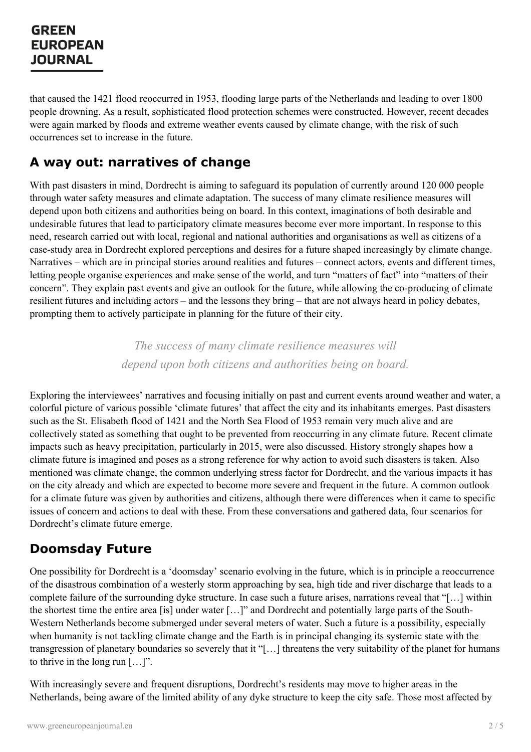that caused the 1421 flood reoccurred in 1953, flooding large parts of the Netherlands and leading to over 1800 people drowning. As a result, sophisticated flood protection schemes were constructed. However, recent decades were again marked by floods and extreme weather events caused by climate change, with the risk of such occurrences set to increase in the future.

## A way out: narratives of change

With past disasters in mind, Dordrecht is aiming to safeguard its population of currently around 120 000 people through water safety measures and climate adaptation. The success of many climate resilience measures will depend upon both citizens and authorities being on board. In this context, imaginations of both desirable and undesirable futures that lead to participatory climate measures become ever more important. In response to this need, research carried out with local, regional and national authorities and organisations as well as citizens of a case-study area in Dordrecht explored perceptions and desires for a future shaped increasingly by climate change. Narratives – which are in principal stories around realities and futures – connect actors, events and different times, letting people organise experiences and make sense of the world, and turn "matters of fact" into "matters of their concern". They explain past events and give an outlook for the future, while allowing the co-producing of climate resilient futures and including actors – and the lessons they bring – that are not always heard in policy debates, prompting them to actively participate in planning for the future of their city.

> *The success of many climate resilience measures will depend upon both citizens and authorities being on board.*

Exploring the interviewees' narratives and focusing initially on past and current events around weather and water, a colorful picture of various possible 'climate futures' that affect the city and its inhabitants emerges. Past disasters such as the St. Elisabeth flood of 1421 and the North Sea Flood of 1953 remain very much alive and are collectively stated as something that ought to be prevented from reoccurring in any climate future. Recent climate impacts such as heavy precipitation, particularly in 2015, were also discussed. History strongly shapes how a climate future is imagined and poses as a strong reference for why action to avoid such disasters is taken. Also mentioned was climate change, the common underlying stress factor for Dordrecht, and the various impacts it has on the city already and which are expected to become more severe and frequent in the future. A common outlook for a climate future was given by authorities and citizens, although there were differences when it came to specific issues of concern and actions to deal with these. From these conversations and gathered data, four scenarios for Dordrecht's climate future emerge.

## Doomsday Future

One possibility for Dordrecht is a 'doomsday' scenario evolving in the future, which is in principle a reoccurrence of the disastrous combination of a westerly storm approaching by sea, high tide and river discharge that leads to a complete failure of the surrounding dyke structure. In case such a future arises, narrations reveal that "[…] within the shortest time the entire area [is] under water […]" and Dordrecht and potentially large parts of the South-Western Netherlands become submerged under several meters of water. Such a future is a possibility, especially when humanity is not tackling climate change and the Earth is in principal changing its systemic state with the transgression of planetary boundaries so severely that it "[…] threatens the very suitability of the planet for humans to thrive in the long run […]".

With increasingly severe and frequent disruptions, Dordrecht's residents may move to higher areas in the Netherlands, being aware of the limited ability of any dyke structure to keep the city safe. Those most affected by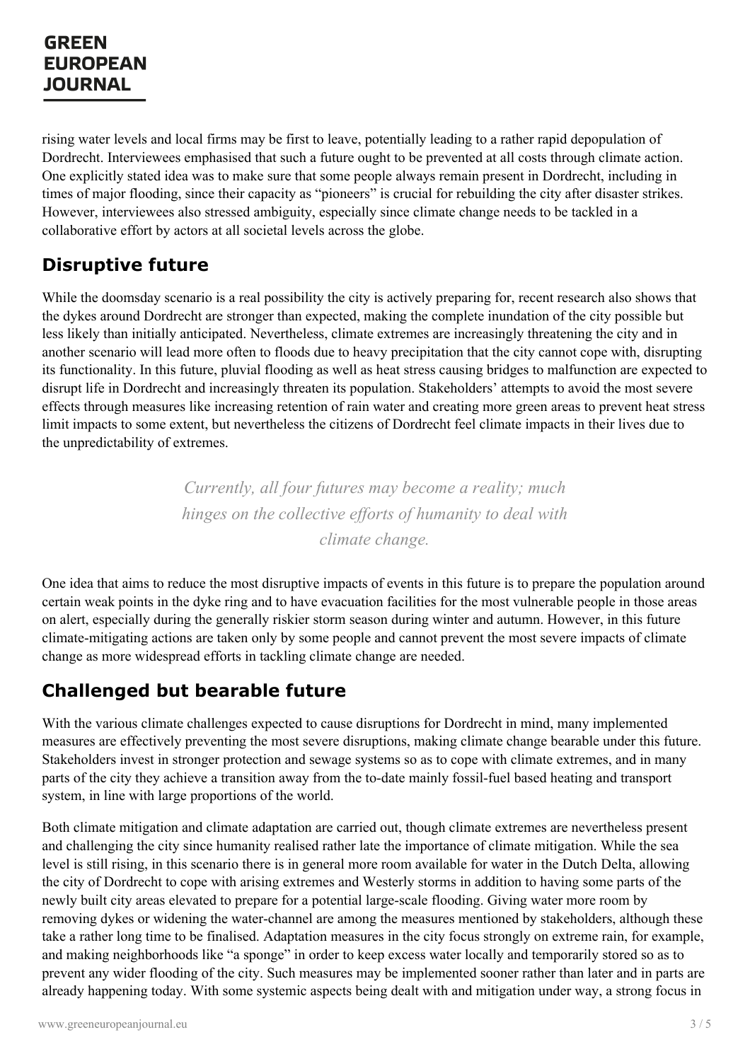rising water levels and local firms may be first to leave, potentially leading to a rather rapid depopulation of Dordrecht. Interviewees emphasised that such a future ought to be prevented at all costs through climate action. One explicitly stated idea was to make sure that some people always remain present in Dordrecht, including in times of major flooding, since their capacity as "pioneers" is crucial for rebuilding the city after disaster strikes. However, interviewees also stressed ambiguity, especially since climate change needs to be tackled in a collaborative effort by actors at all societal levels across the globe.

## Disruptive future

While the doomsday scenario is a real possibility the city is actively preparing for, recent research also shows that the dykes around Dordrecht are stronger than expected, making the complete inundation of the city possible but less likely than initially anticipated. Nevertheless, climate extremes are increasingly threatening the city and in another scenario will lead more often to floods due to heavy precipitation that the city cannot cope with, disrupting its functionality. In this future, pluvial flooding as well as heat stress causing bridges to malfunction are expected to disrupt life in Dordrecht and increasingly threaten its population. Stakeholders' attempts to avoid the most severe effects through measures like increasing retention of rain water and creating more green areas to prevent heat stress limit impacts to some extent, but nevertheless the citizens of Dordrecht feel climate impacts in their lives due to the unpredictability of extremes.

> *Currently, all four futures may become a reality; much hinges on the collective efforts of humanity to deal with climate change.*

One idea that aims to reduce the most disruptive impacts of events in this future is to prepare the population around certain weak points in the dyke ring and to have evacuation facilities for the most vulnerable people in those areas on alert, especially during the generally riskier storm season during winter and autumn. However, in this future climate-mitigating actions are taken only by some people and cannot prevent the most severe impacts of climate change as more widespread efforts in tackling climate change are needed.

## Challenged but bearable future

With the various climate challenges expected to cause disruptions for Dordrecht in mind, many implemented measures are effectively preventing the most severe disruptions, making climate change bearable under this future. Stakeholders invest in stronger protection and sewage systems so as to cope with climate extremes, and in many parts of the city they achieve a transition away from the to-date mainly fossil-fuel based heating and transport system, in line with large proportions of the world.

Both climate mitigation and climate adaptation are carried out, though climate extremes are nevertheless present and challenging the city since humanity realised rather late the importance of climate mitigation. While the sea level is still rising, in this scenario there is in general more room available for water in the Dutch Delta, allowing the city of Dordrecht to cope with arising extremes and Westerly storms in addition to having some parts of the newly built city areas elevated to prepare for a potential large-scale flooding. Giving water more room by removing dykes or widening the water-channel are among the measures mentioned by stakeholders, although these take a rather long time to be finalised. Adaptation measures in the city focus strongly on extreme rain, for example, and making neighborhoods like "a sponge" in order to keep excess water locally and temporarily stored so as to prevent any wider flooding of the city. Such measures may be implemented sooner rather than later and in parts are already happening today. With some systemic aspects being dealt with and mitigation under way, a strong focus in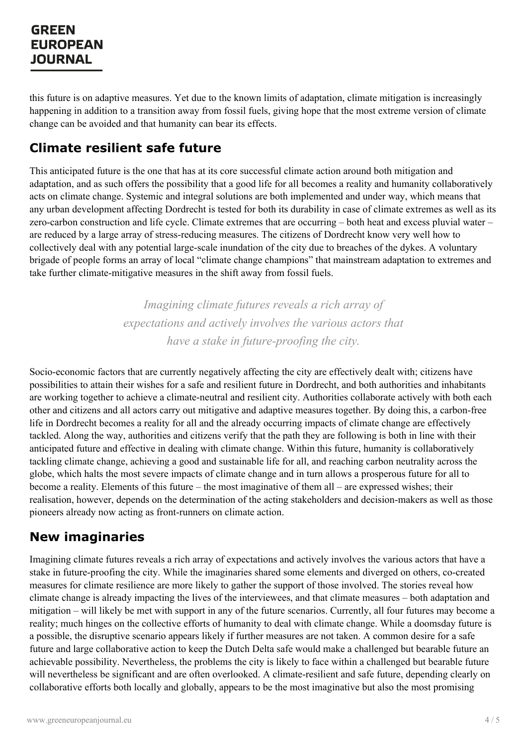this future is on adaptive measures. Yet due to the known limits of adaptation, climate mitigation is increasingly happening in addition to a transition away from fossil fuels, giving hope that the most extreme version of climate change can be avoided and that humanity can bear its effects.

## Climate resilient safe future

This anticipated future is the one that has at its core successful climate action around both mitigation and adaptation, and as such offers the possibility that a good life for all becomes a reality and humanity collaboratively acts on climate change. Systemic and integral solutions are both implemented and under way, which means that any urban development affecting Dordrecht is tested for both its durability in case of climate extremes as well as its zero-carbon construction and life cycle. Climate extremes that are occurring – both heat and excess pluvial water – are reduced by a large array of stress-reducing measures. The citizens of Dordrecht know very well how to collectively deal with any potential large-scale inundation of the city due to breaches of the dykes. A voluntary brigade of people forms an array of local "climate change champions" that mainstream adaptation to extremes and take further climate-mitigative measures in the shift away from fossil fuels.

*Imagining climate futures reveals a rich array of expectations and actively involves the various actors that have a stake in future-proofing the city.*

Socio-economic factors that are currently negatively affecting the city are effectively dealt with; citizens have possibilities to attain their wishes for a safe and resilient future in Dordrecht, and both authorities and inhabitants are working together to achieve a climate-neutral and resilient city. Authorities collaborate actively with both each other and citizens and all actors carry out mitigative and adaptive measures together. By doing this, a carbon-free life in Dordrecht becomes a reality for all and the already occurring impacts of climate change are effectively tackled. Along the way, authorities and citizens verify that the path they are following is both in line with their anticipated future and effective in dealing with climate change. Within this future, humanity is collaboratively tackling climate change, achieving a good and sustainable life for all, and reaching carbon neutrality across the globe, which halts the most severe impacts of climate change and in turn allows a prosperous future for all to become a reality. Elements of this future – the most imaginative of them all – are expressed wishes; their realisation, however, depends on the determination of the acting stakeholders and decision-makers as well as those pioneers already now acting as front-runners on climate action.

## New imaginaries

Imagining climate futures reveals a rich array of expectations and actively involves the various actors that have a stake in future-proofing the city. While the imaginaries shared some elements and diverged on others, co-created measures for climate resilience are more likely to gather the support of those involved. The stories reveal how climate change is already impacting the lives of the interviewees, and that climate measures – both adaptation and mitigation – will likely be met with support in any of the future scenarios. Currently, all four futures may become a reality; much hinges on the collective efforts of humanity to deal with climate change. While a doomsday future is a possible, the disruptive scenario appears likely if further measures are not taken. A common desire for a safe future and large collaborative action to keep the Dutch Delta safe would make a challenged but bearable future an achievable possibility. Nevertheless, the problems the city is likely to face within a challenged but bearable future will nevertheless be significant and are often overlooked. A climate-resilient and safe future, depending clearly on collaborative efforts both locally and globally, appears to be the most imaginative but also the most promising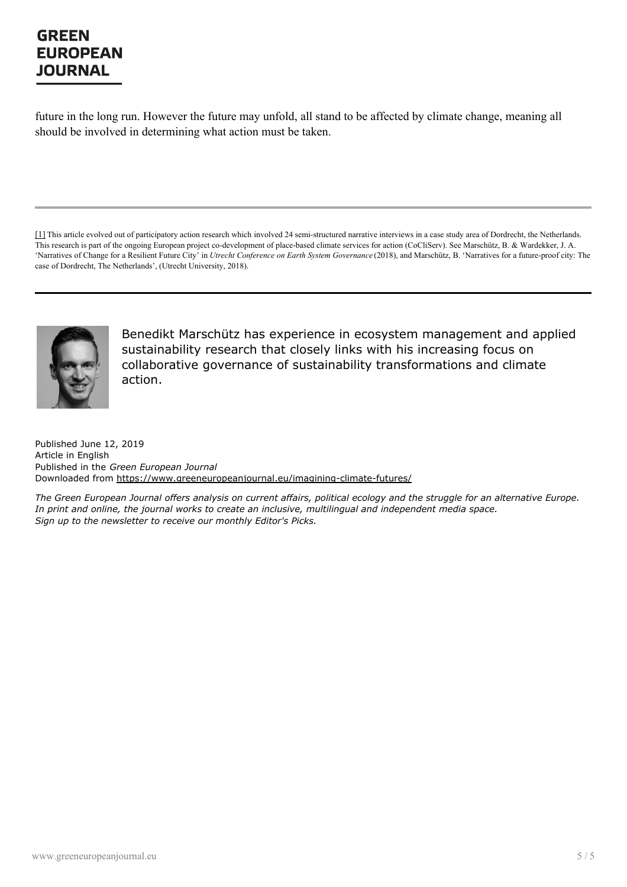future in the long run. However the future may unfold, all stand to be affected by climate change, meaning all should be involved in determining what action must be taken.

---

[1] This article evolved out of participatory action research which involved 24 semi-structured narrative interviews in a case study area of Dordrecht, the Netherlands. This research is part of the ongoing European project co-development of place-based climate services for action (CoCliServ). See Marschütz, B. & Wardekker, J. A. 'Narratives of Change for a Resilient Future City' in *Utrecht Conference on Earth System Governance* (2018), and Marschütz, B. 'Narratives for a future-proof city: The case of Dordrecht, The Netherlands', (Utrecht University, 2018).

---

Benedikt Marschütz has experience in ecosystem management and applied sustainability research that closely links with his increasing focus on collaborative governance of sustainability transformations and climate action.

Published June 12, 2019
Article in English
Published in the *Green European Journal*
Downloaded from https://www.greeneuropeanjournal.eu/imagining-climate-futures/

*The Green European Journal offers analysis on current affairs, political ecology and the struggle for an alternative Europe. In print and online, the journal works to create an inclusive, multilingual and independent media space. Sign up to the newsletter to receive our monthly Editor's Picks.*